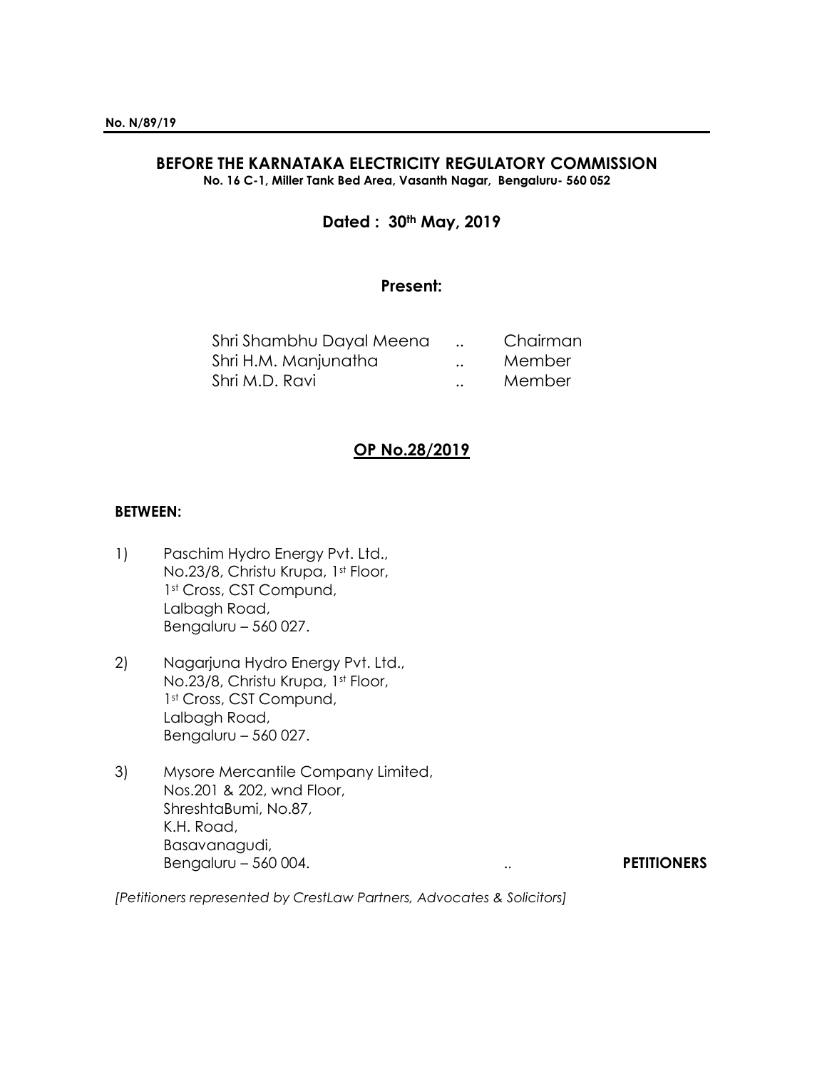**No. N/89/19**

## BEFORE THE KARNATAKA ELECTRICITY REGULATORY COMMISSION

**No. 16 C-1, Miller Tank Bed Area, Vasanth Nagar, Bengaluru- 560 052**

**Dated : 30th May, 2019**

**Present:**

| | | |
|---|---|---|
| Shri Shambhu Dayal Meena | .. | Chairman |
| Shri H.M. Manjunatha | .. | Member |
| Shri M.D. Ravi | .. | Member |

**OP No.28/2019**

**BETWEEN:**

1) Paschim Hydro Energy Pvt. Ltd.,
No.23/8, Christu Krupa, 1st Floor,
1st Cross, CST Compund,
Lalbagh Road,
Bengaluru – 560 027.

2) Nagarjuna Hydro Energy Pvt. Ltd.,
No.23/8, Christu Krupa, 1st Floor,
1st Cross, CST Compund,
Lalbagh Road,
Bengaluru – 560 027.

3) Mysore Mercantile Company Limited,
Nos.201 & 202, wnd Floor,
ShreshtaBumi, No.87,
K.H. Road,
Basavanagudi,
Bengaluru – 560 004. .. **PETITIONERS**

*[Petitioners represented by CrestLaw Partners, Advocates & Solicitors]*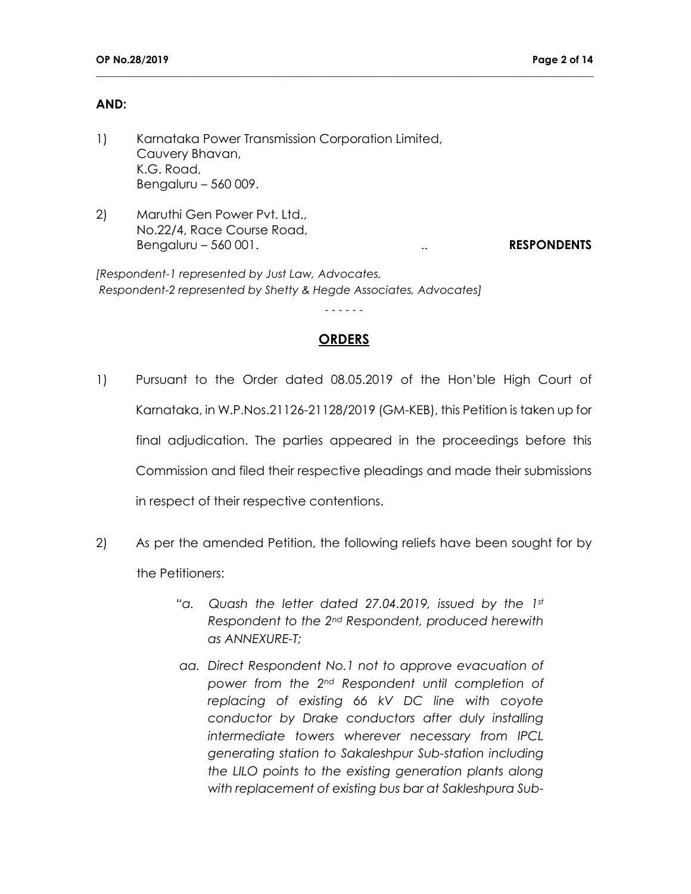**AND:**

1) Karnataka Power Transmission Corporation Limited,
   Cauvery Bhavan,
   K.G. Road,
   Bengaluru – 560 009.

2) Maruthi Gen Power Pvt. Ltd.,
   No.22/4, Race Course Road,
   Bengaluru – 560 001. .. **RESPONDENTS**

*[Respondent-1 represented by Just Law, Advocates,*
*Respondent-2 represented by Shetty & Hegde Associates, Advocates]*

- - - - - -

## **ORDERS**

1) Pursuant to the Order dated 08.05.2019 of the Hon'ble High Court of Karnataka, in W.P.Nos.21126-21128/2019 (GM-KEB), this Petition is taken up for final adjudication. The parties appeared in the proceedings before this Commission and filed their respective pleadings and made their submissions in respect of their respective contentions.

2) As per the amended Petition, the following reliefs have been sought for by the Petitioners:

   "*a. Quash the letter dated 27.04.2019, issued by the 1st Respondent to the 2nd Respondent, produced herewith as ANNEXURE-T;*

   *aa. Direct Respondent No.1 not to approve evacuation of power from the 2nd Respondent until completion of replacing of existing 66 kV DC line with coyote conductor by Drake conductors after duly installing intermediate towers wherever necessary from IPCL generating station to Sakaleshpur Sub-station including the LILO points to the existing generation plants along with replacement of existing bus bar at Sakleshpura Sub-*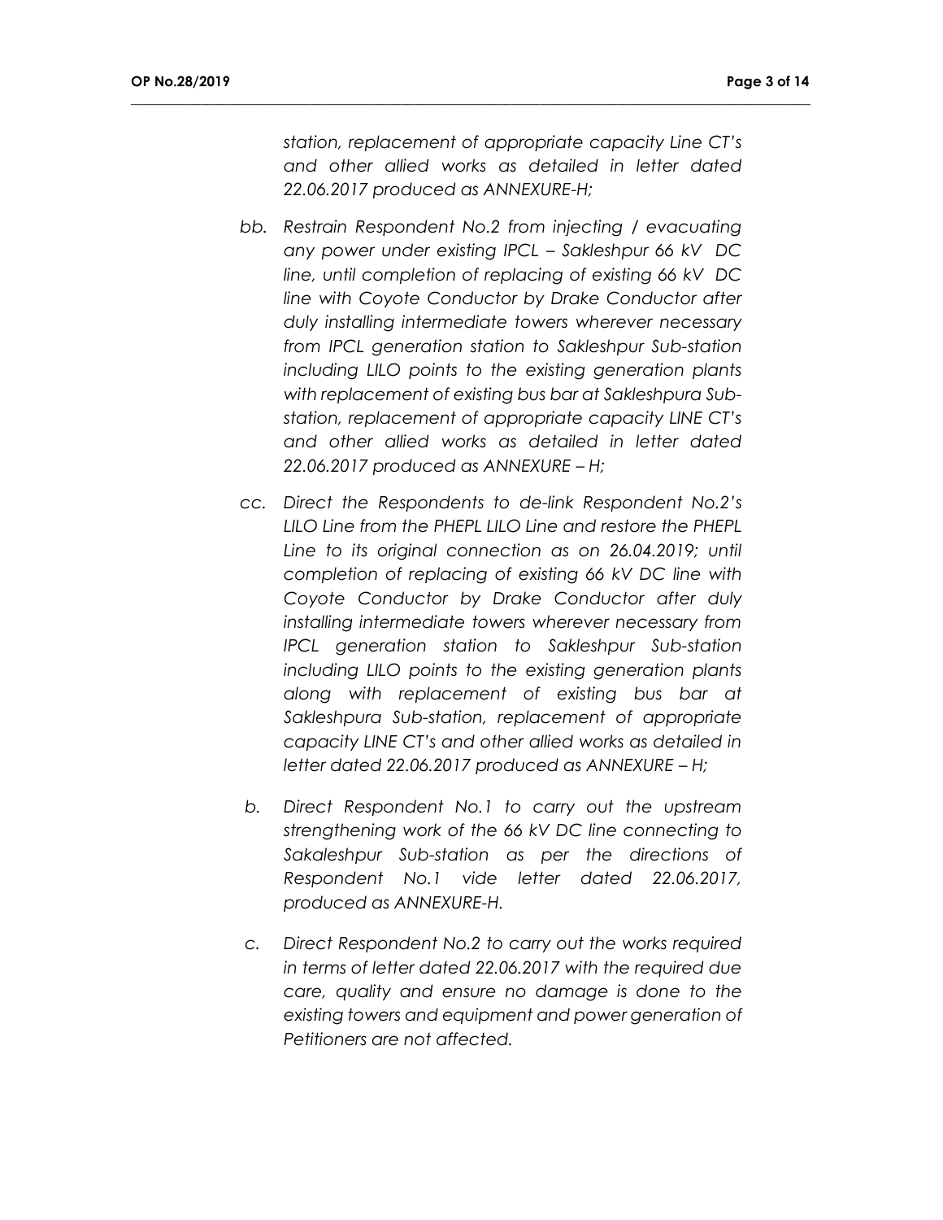*station, replacement of appropriate capacity Line CT's and other allied works as detailed in letter dated 22.06.2017 produced as ANNEXURE-H;*

*bb. Restrain Respondent No.2 from injecting / evacuating any power under existing IPCL – Sakleshpur 66 kV DC line, until completion of replacing of existing 66 kV DC line with Coyote Conductor by Drake Conductor after duly installing intermediate towers wherever necessary from IPCL generation station to Sakleshpur Sub-station including LILO points to the existing generation plants with replacement of existing bus bar at Sakleshpura Sub-station, replacement of appropriate capacity LINE CT's and other allied works as detailed in letter dated 22.06.2017 produced as ANNEXURE – H;*

*cc. Direct the Respondents to de-link Respondent No.2's LILO Line from the PHEPL LILO Line and restore the PHEPL Line to its original connection as on 26.04.2019; until completion of replacing of existing 66 kV DC line with Coyote Conductor by Drake Conductor after duly installing intermediate towers wherever necessary from IPCL generation station to Sakleshpur Sub-station including LILO points to the existing generation plants along with replacement of existing bus bar at Sakleshpura Sub-station, replacement of appropriate capacity LINE CT's and other allied works as detailed in letter dated 22.06.2017 produced as ANNEXURE – H;*

*b. Direct Respondent No.1 to carry out the upstream strengthening work of the 66 kV DC line connecting to Sakaleshpur Sub-station as per the directions of Respondent No.1 vide letter dated 22.06.2017, produced as ANNEXURE-H.*

*c. Direct Respondent No.2 to carry out the works required in terms of letter dated 22.06.2017 with the required due care, quality and ensure no damage is done to the existing towers and equipment and power generation of Petitioners are not affected.*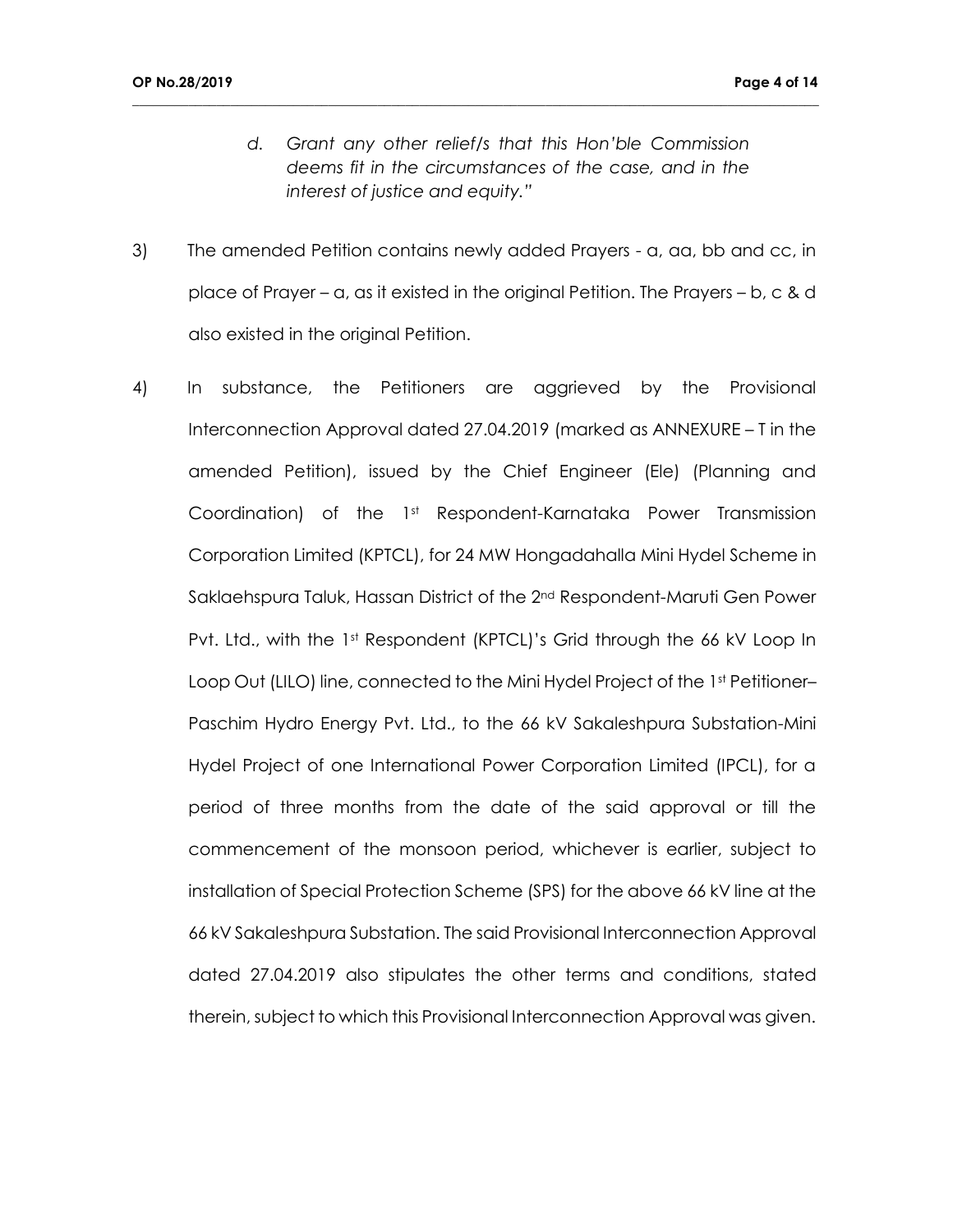*d. Grant any other relief/s that this Hon'ble Commission deems fit in the circumstances of the case, and in the interest of justice and equity."*

3) The amended Petition contains newly added Prayers - a, aa, bb and cc, in place of Prayer – a, as it existed in the original Petition. The Prayers – b, c & d also existed in the original Petition.

4) In substance, the Petitioners are aggrieved by the Provisional Interconnection Approval dated 27.04.2019 (marked as ANNEXURE – T in the amended Petition), issued by the Chief Engineer (Ele) (Planning and Coordination) of the 1st Respondent-Karnataka Power Transmission Corporation Limited (KPTCL), for 24 MW Hongadahalla Mini Hydel Scheme in Saklaehspura Taluk, Hassan District of the 2nd Respondent-Maruti Gen Power Pvt. Ltd., with the 1st Respondent (KPTCL)'s Grid through the 66 kV Loop In Loop Out (LILO) line, connected to the Mini Hydel Project of the 1st Petitioner– Paschim Hydro Energy Pvt. Ltd., to the 66 kV Sakaleshpura Substation-Mini Hydel Project of one International Power Corporation Limited (IPCL), for a period of three months from the date of the said approval or till the commencement of the monsoon period, whichever is earlier, subject to installation of Special Protection Scheme (SPS) for the above 66 kV line at the 66 kV Sakaleshpura Substation. The said Provisional Interconnection Approval dated 27.04.2019 also stipulates the other terms and conditions, stated therein, subject to which this Provisional Interconnection Approval was given.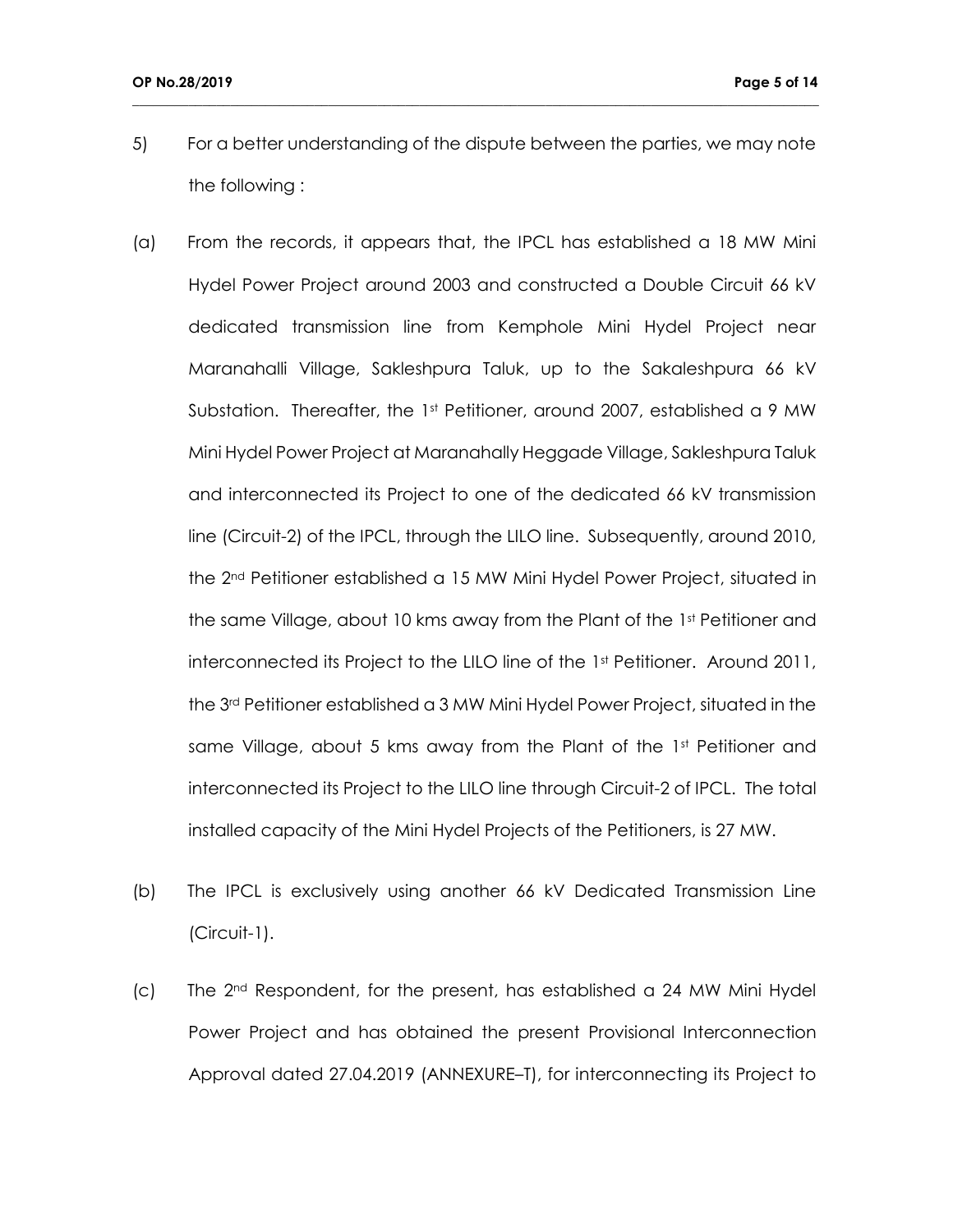5) For a better understanding of the dispute between the parties, we may note the following :

(a) From the records, it appears that, the IPCL has established a 18 MW Mini Hydel Power Project around 2003 and constructed a Double Circuit 66 kV dedicated transmission line from Kemphole Mini Hydel Project near Maranahalli Village, Sakleshpura Taluk, up to the Sakaleshpura 66 kV Substation. Thereafter, the 1st Petitioner, around 2007, established a 9 MW Mini Hydel Power Project at Maranahally Heggade Village, Sakleshpura Taluk and interconnected its Project to one of the dedicated 66 kV transmission line (Circuit-2) of the IPCL, through the LILO line. Subsequently, around 2010, the 2nd Petitioner established a 15 MW Mini Hydel Power Project, situated in the same Village, about 10 kms away from the Plant of the 1st Petitioner and interconnected its Project to the LILO line of the 1st Petitioner. Around 2011, the 3rd Petitioner established a 3 MW Mini Hydel Power Project, situated in the same Village, about 5 kms away from the Plant of the 1st Petitioner and interconnected its Project to the LILO line through Circuit-2 of IPCL. The total installed capacity of the Mini Hydel Projects of the Petitioners, is 27 MW.

(b) The IPCL is exclusively using another 66 kV Dedicated Transmission Line (Circuit-1).

(c) The 2nd Respondent, for the present, has established a 24 MW Mini Hydel Power Project and has obtained the present Provisional Interconnection Approval dated 27.04.2019 (ANNEXURE–T), for interconnecting its Project to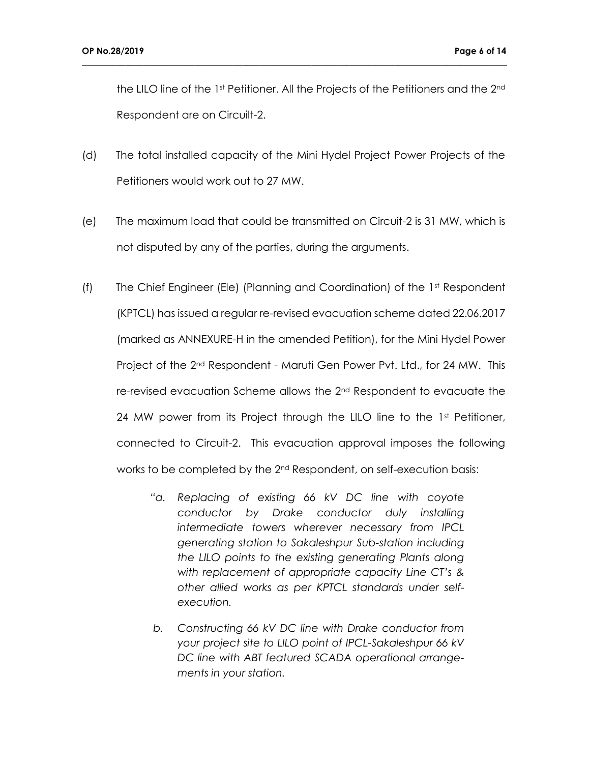the LILO line of the 1st Petitioner. All the Projects of the Petitioners and the 2nd Respondent are on Circuilt-2.

(d) The total installed capacity of the Mini Hydel Project Power Projects of the Petitioners would work out to 27 MW.

(e) The maximum load that could be transmitted on Circuit-2 is 31 MW, which is not disputed by any of the parties, during the arguments.

(f) The Chief Engineer (Ele) (Planning and Coordination) of the 1st Respondent (KPTCL) has issued a regular re-revised evacuation scheme dated 22.06.2017 (marked as ANNEXURE-H in the amended Petition), for the Mini Hydel Power Project of the 2nd Respondent - Maruti Gen Power Pvt. Ltd., for 24 MW. This re-revised evacuation Scheme allows the 2nd Respondent to evacuate the 24 MW power from its Project through the LILO line to the 1st Petitioner, connected to Circuit-2. This evacuation approval imposes the following works to be completed by the 2nd Respondent, on self-execution basis:

> *"a. Replacing of existing 66 kV DC line with coyote conductor by Drake conductor duly installing intermediate towers wherever necessary from IPCL generating station to Sakaleshpur Sub-station including the LILO points to the existing generating Plants along with replacement of appropriate capacity Line CT's & other allied works as per KPTCL standards under self-execution.*
>
> *b. Constructing 66 kV DC line with Drake conductor from your project site to LILO point of IPCL-Sakaleshpur 66 kV DC line with ABT featured SCADA operational arrangements in your station.*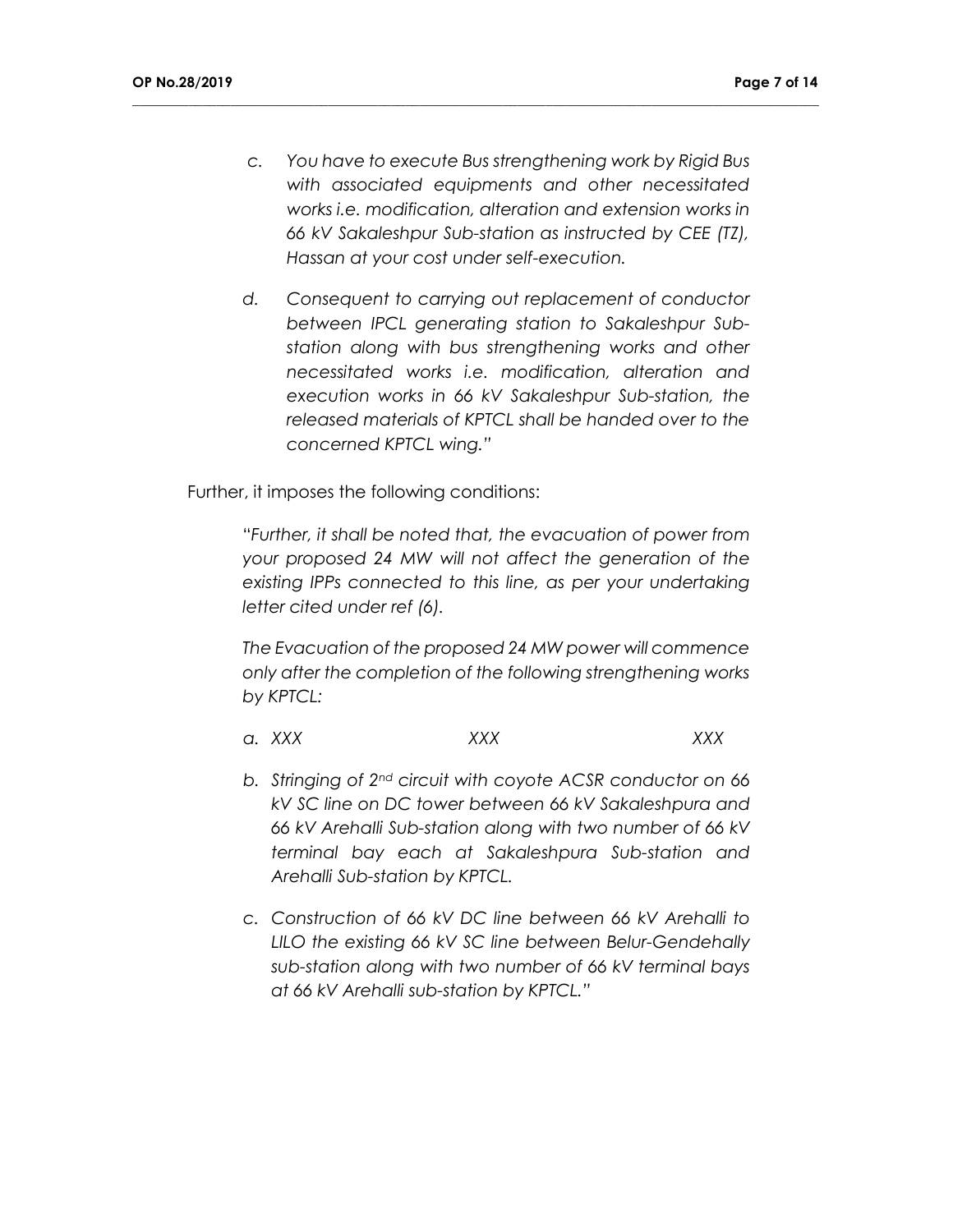> c. *You have to execute Bus strengthening work by Rigid Bus with associated equipments and other necessitated works i.e. modification, alteration and extension works in 66 kV Sakaleshpur Sub-station as instructed by CEE (TZ), Hassan at your cost under self-execution.*
>
> d. *Consequent to carrying out replacement of conductor between IPCL generating station to Sakaleshpur Sub-station along with bus strengthening works and other necessitated works i.e. modification, alteration and execution works in 66 kV Sakaleshpur Sub-station, the released materials of KPTCL shall be handed over to the concerned KPTCL wing."*

Further, it imposes the following conditions:

> *"Further, it shall be noted that, the evacuation of power from your proposed 24 MW will not affect the generation of the existing IPPs connected to this line, as per your undertaking letter cited under ref (6).*
>
> *The Evacuation of the proposed 24 MW power will commence only after the completion of the following strengthening works by KPTCL:*
>
> a. *XXX XXX XXX*
>
> b. *Stringing of 2nd circuit with coyote ACSR conductor on 66 kV SC line on DC tower between 66 kV Sakaleshpura and 66 kV Arehalli Sub-station along with two number of 66 kV terminal bay each at Sakaleshpura Sub-station and Arehalli Sub-station by KPTCL.*
>
> c. *Construction of 66 kV DC line between 66 kV Arehalli to LILO the existing 66 kV SC line between Belur-Gendehally sub-station along with two number of 66 kV terminal bays at 66 kV Arehalli sub-station by KPTCL."*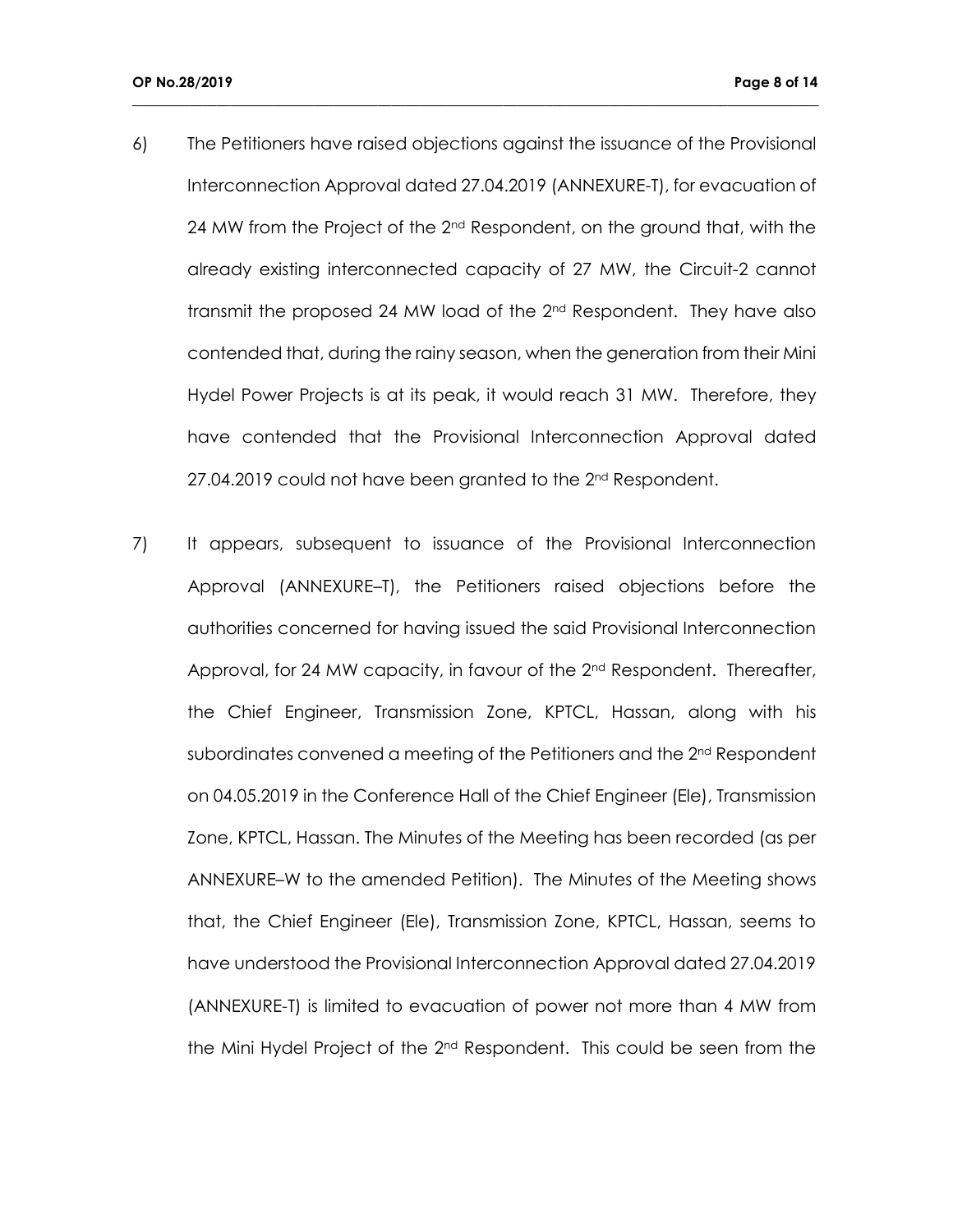6) The Petitioners have raised objections against the issuance of the Provisional Interconnection Approval dated 27.04.2019 (ANNEXURE-T), for evacuation of 24 MW from the Project of the 2nd Respondent, on the ground that, with the already existing interconnected capacity of 27 MW, the Circuit-2 cannot transmit the proposed 24 MW load of the 2nd Respondent. They have also contended that, during the rainy season, when the generation from their Mini Hydel Power Projects is at its peak, it would reach 31 MW. Therefore, they have contended that the Provisional Interconnection Approval dated 27.04.2019 could not have been granted to the 2nd Respondent.

7) It appears, subsequent to issuance of the Provisional Interconnection Approval (ANNEXURE–T), the Petitioners raised objections before the authorities concerned for having issued the said Provisional Interconnection Approval, for 24 MW capacity, in favour of the 2nd Respondent. Thereafter, the Chief Engineer, Transmission Zone, KPTCL, Hassan, along with his subordinates convened a meeting of the Petitioners and the 2nd Respondent on 04.05.2019 in the Conference Hall of the Chief Engineer (Ele), Transmission Zone, KPTCL, Hassan. The Minutes of the Meeting has been recorded (as per ANNEXURE–W to the amended Petition). The Minutes of the Meeting shows that, the Chief Engineer (Ele), Transmission Zone, KPTCL, Hassan, seems to have understood the Provisional Interconnection Approval dated 27.04.2019 (ANNEXURE-T) is limited to evacuation of power not more than 4 MW from the Mini Hydel Project of the 2nd Respondent. This could be seen from the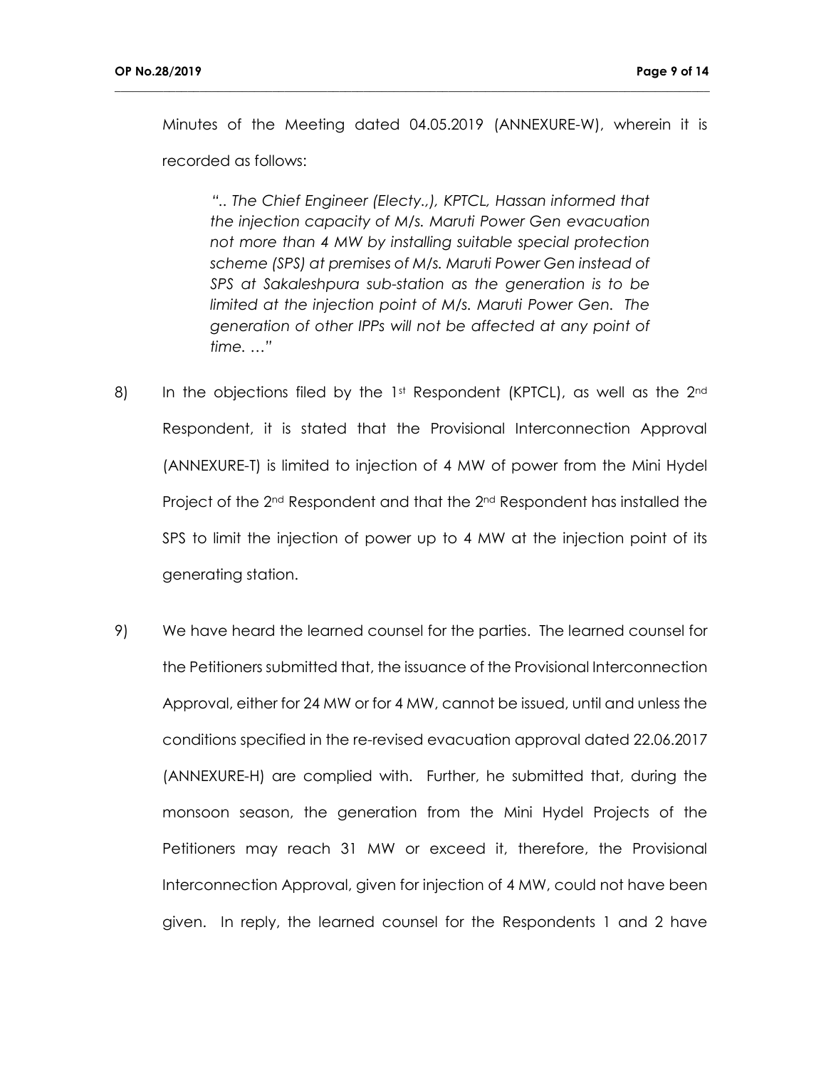Minutes of the Meeting dated 04.05.2019 (ANNEXURE-W), wherein it is recorded as follows:

> *".. The Chief Engineer (Electy.,), KPTCL, Hassan informed that the injection capacity of M/s. Maruti Power Gen evacuation not more than 4 MW by installing suitable special protection scheme (SPS) at premises of M/s. Maruti Power Gen instead of SPS at Sakaleshpura sub-station as the generation is to be limited at the injection point of M/s. Maruti Power Gen. The generation of other IPPs will not be affected at any point of time. …"*

8) In the objections filed by the 1st Respondent (KPTCL), as well as the 2nd Respondent, it is stated that the Provisional Interconnection Approval (ANNEXURE-T) is limited to injection of 4 MW of power from the Mini Hydel Project of the 2nd Respondent and that the 2nd Respondent has installed the SPS to limit the injection of power up to 4 MW at the injection point of its generating station.

9) We have heard the learned counsel for the parties. The learned counsel for the Petitioners submitted that, the issuance of the Provisional Interconnection Approval, either for 24 MW or for 4 MW, cannot be issued, until and unless the conditions specified in the re-revised evacuation approval dated 22.06.2017 (ANNEXURE-H) are complied with. Further, he submitted that, during the monsoon season, the generation from the Mini Hydel Projects of the Petitioners may reach 31 MW or exceed it, therefore, the Provisional Interconnection Approval, given for injection of 4 MW, could not have been given. In reply, the learned counsel for the Respondents 1 and 2 have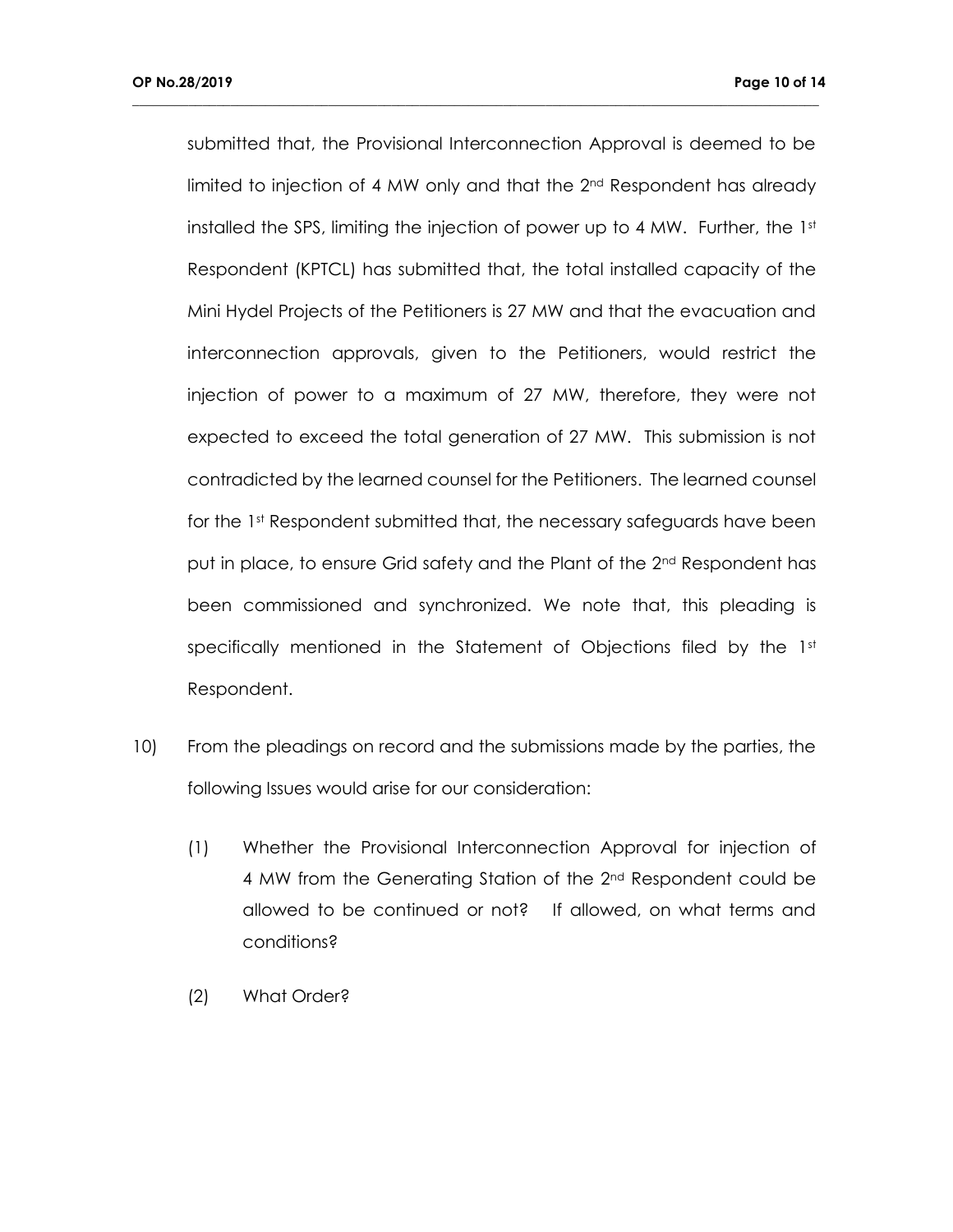submitted that, the Provisional Interconnection Approval is deemed to be limited to injection of 4 MW only and that the 2nd Respondent has already installed the SPS, limiting the injection of power up to 4 MW. Further, the 1st Respondent (KPTCL) has submitted that, the total installed capacity of the Mini Hydel Projects of the Petitioners is 27 MW and that the evacuation and interconnection approvals, given to the Petitioners, would restrict the injection of power to a maximum of 27 MW, therefore, they were not expected to exceed the total generation of 27 MW. This submission is not contradicted by the learned counsel for the Petitioners. The learned counsel for the 1st Respondent submitted that, the necessary safeguards have been put in place, to ensure Grid safety and the Plant of the 2nd Respondent has been commissioned and synchronized. We note that, this pleading is specifically mentioned in the Statement of Objections filed by the 1st Respondent.

10) From the pleadings on record and the submissions made by the parties, the following Issues would arise for our consideration:

   (1) Whether the Provisional Interconnection Approval for injection of 4 MW from the Generating Station of the 2nd Respondent could be allowed to be continued or not? If allowed, on what terms and conditions?

   (2) What Order?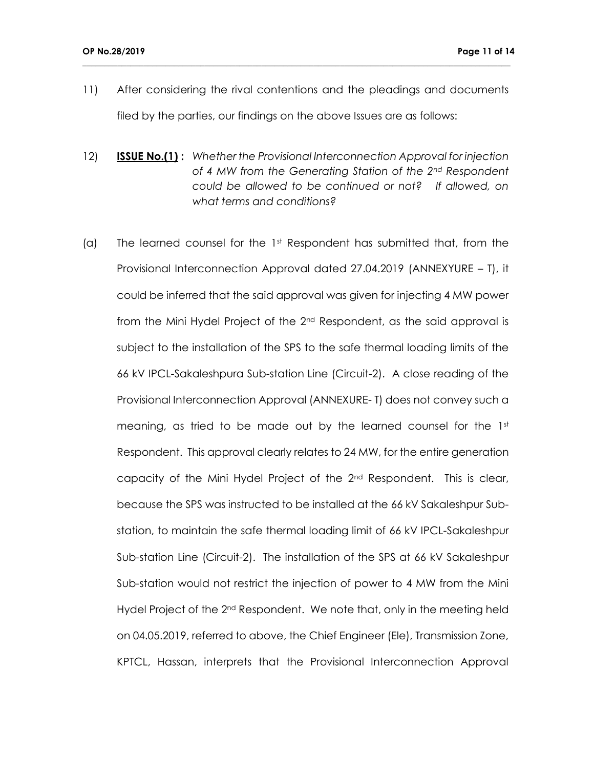11) After considering the rival contentions and the pleadings and documents filed by the parties, our findings on the above Issues are as follows:

12) **ISSUE No.(1) :** *Whether the Provisional Interconnection Approval for injection of 4 MW from the Generating Station of the 2nd Respondent could be allowed to be continued or not? If allowed, on what terms and conditions?*

(a) The learned counsel for the 1st Respondent has submitted that, from the Provisional Interconnection Approval dated 27.04.2019 (ANNEXYURE – T), it could be inferred that the said approval was given for injecting 4 MW power from the Mini Hydel Project of the 2nd Respondent, as the said approval is subject to the installation of the SPS to the safe thermal loading limits of the 66 kV IPCL-Sakaleshpura Sub-station Line (Circuit-2). A close reading of the Provisional Interconnection Approval (ANNEXURE- T) does not convey such a meaning, as tried to be made out by the learned counsel for the 1st Respondent. This approval clearly relates to 24 MW, for the entire generation capacity of the Mini Hydel Project of the 2nd Respondent. This is clear, because the SPS was instructed to be installed at the 66 kV Sakaleshpur Sub-station, to maintain the safe thermal loading limit of 66 kV IPCL-Sakaleshpur Sub-station Line (Circuit-2). The installation of the SPS at 66 kV Sakaleshpur Sub-station would not restrict the injection of power to 4 MW from the Mini Hydel Project of the 2nd Respondent. We note that, only in the meeting held on 04.05.2019, referred to above, the Chief Engineer (Ele), Transmission Zone, KPTCL, Hassan, interprets that the Provisional Interconnection Approval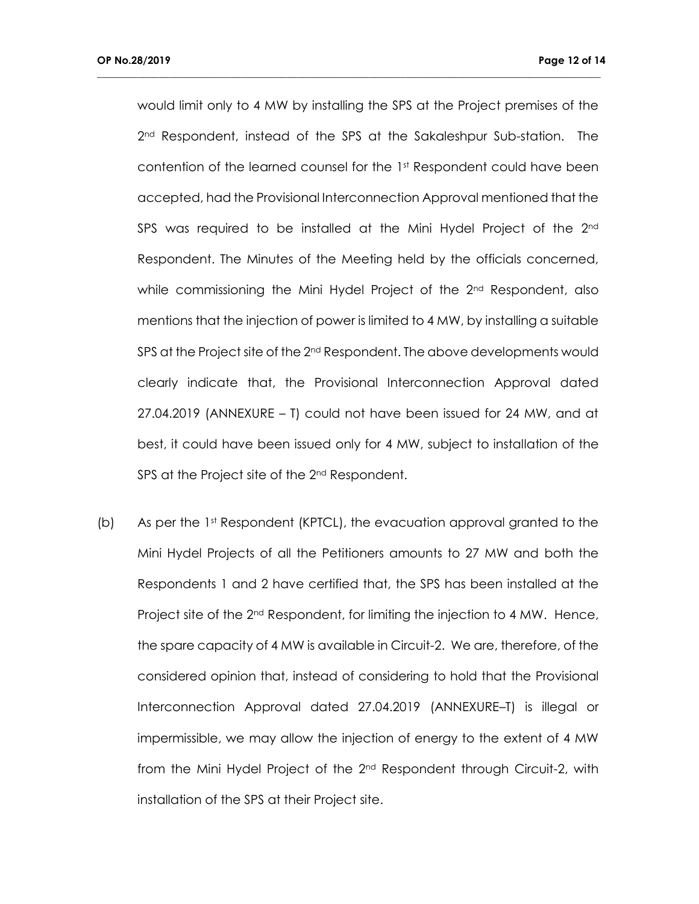would limit only to 4 MW by installing the SPS at the Project premises of the 2nd Respondent, instead of the SPS at the Sakaleshpur Sub-station. The contention of the learned counsel for the 1st Respondent could have been accepted, had the Provisional Interconnection Approval mentioned that the SPS was required to be installed at the Mini Hydel Project of the 2nd Respondent. The Minutes of the Meeting held by the officials concerned, while commissioning the Mini Hydel Project of the 2nd Respondent, also mentions that the injection of power is limited to 4 MW, by installing a suitable SPS at the Project site of the 2nd Respondent. The above developments would clearly indicate that, the Provisional Interconnection Approval dated 27.04.2019 (ANNEXURE – T) could not have been issued for 24 MW, and at best, it could have been issued only for 4 MW, subject to installation of the SPS at the Project site of the 2nd Respondent.

(b) As per the 1st Respondent (KPTCL), the evacuation approval granted to the Mini Hydel Projects of all the Petitioners amounts to 27 MW and both the Respondents 1 and 2 have certified that, the SPS has been installed at the Project site of the 2nd Respondent, for limiting the injection to 4 MW. Hence, the spare capacity of 4 MW is available in Circuit-2. We are, therefore, of the considered opinion that, instead of considering to hold that the Provisional Interconnection Approval dated 27.04.2019 (ANNEXURE–T) is illegal or impermissible, we may allow the injection of energy to the extent of 4 MW from the Mini Hydel Project of the 2nd Respondent through Circuit-2, with installation of the SPS at their Project site.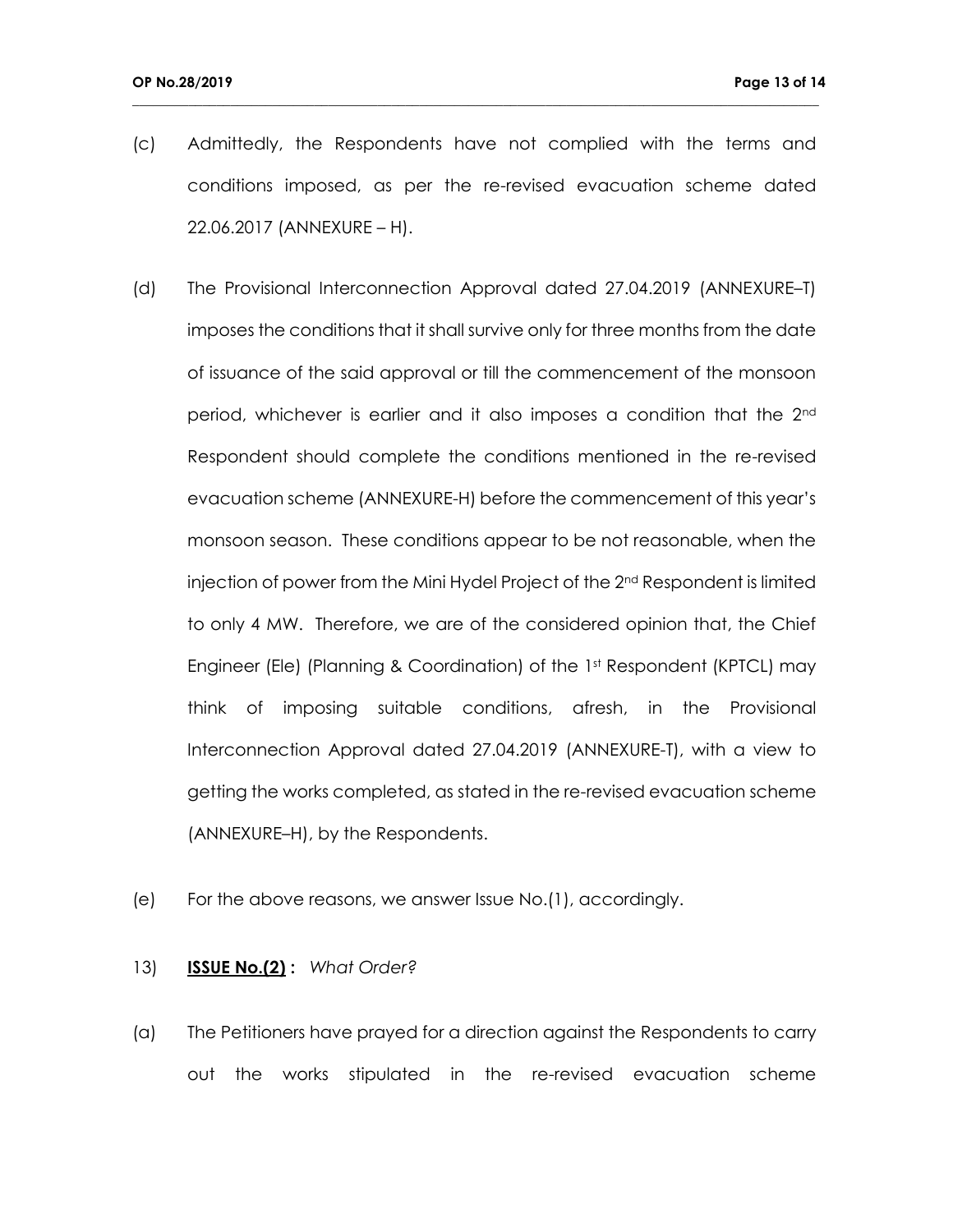(c) Admittedly, the Respondents have not complied with the terms and conditions imposed, as per the re-revised evacuation scheme dated 22.06.2017 (ANNEXURE – H).

(d) The Provisional Interconnection Approval dated 27.04.2019 (ANNEXURE–T) imposes the conditions that it shall survive only for three months from the date of issuance of the said approval or till the commencement of the monsoon period, whichever is earlier and it also imposes a condition that the 2nd Respondent should complete the conditions mentioned in the re-revised evacuation scheme (ANNEXURE-H) before the commencement of this year's monsoon season. These conditions appear to be not reasonable, when the injection of power from the Mini Hydel Project of the 2nd Respondent is limited to only 4 MW. Therefore, we are of the considered opinion that, the Chief Engineer (Ele) (Planning & Coordination) of the 1st Respondent (KPTCL) may think of imposing suitable conditions, afresh, in the Provisional Interconnection Approval dated 27.04.2019 (ANNEXURE-T), with a view to getting the works completed, as stated in the re-revised evacuation scheme (ANNEXURE–H), by the Respondents.

(e) For the above reasons, we answer Issue No.(1), accordingly.

13) **ISSUE No.(2) :** *What Order?*

(a) The Petitioners have prayed for a direction against the Respondents to carry out the works stipulated in the re-revised evacuation scheme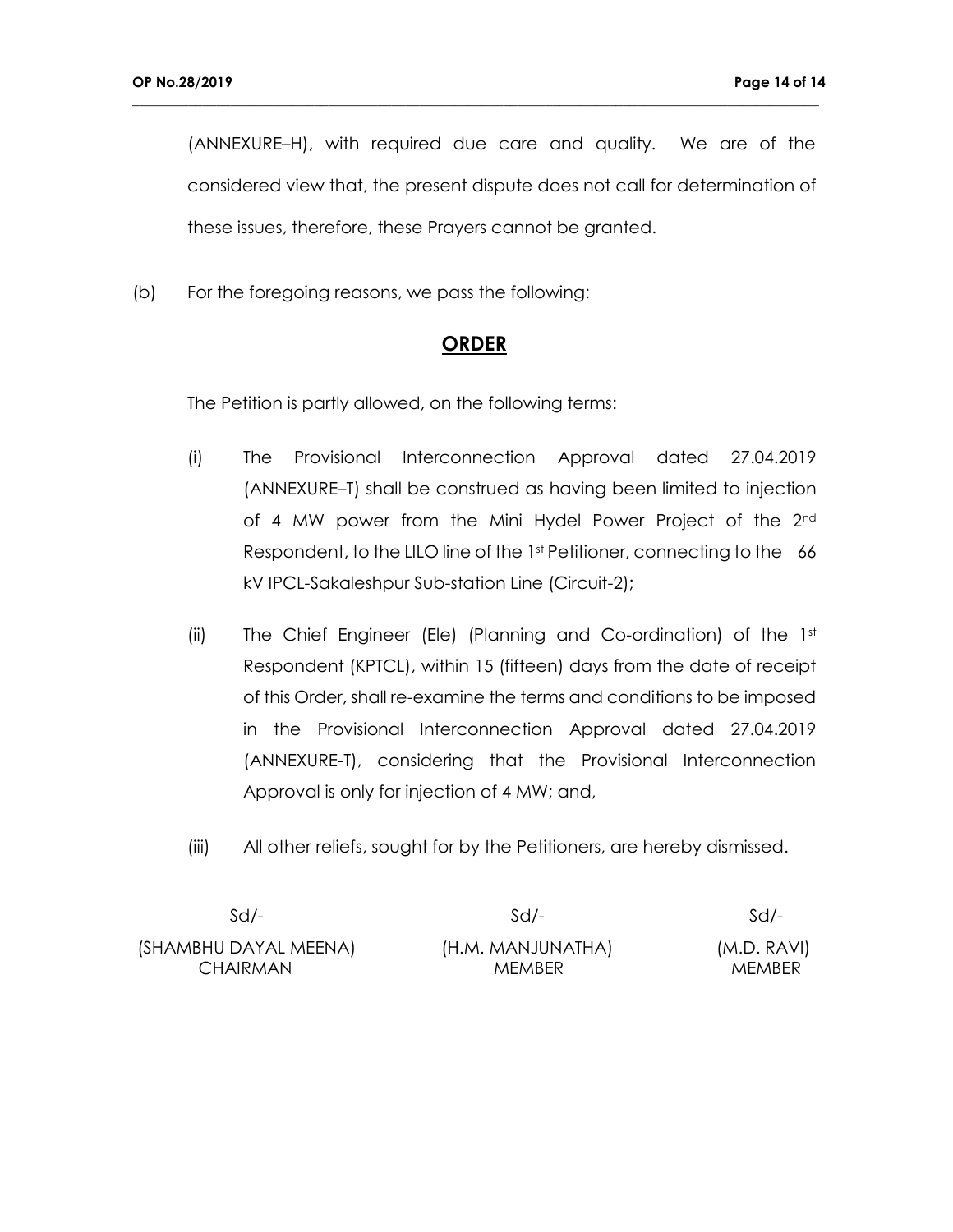(ANNEXURE–H), with required due care and quality. We are of the considered view that, the present dispute does not call for determination of these issues, therefore, these Prayers cannot be granted.

(b) For the foregoing reasons, we pass the following:

## ORDER

The Petition is partly allowed, on the following terms:

(i) The Provisional Interconnection Approval dated 27.04.2019 (ANNEXURE–T) shall be construed as having been limited to injection of 4 MW power from the Mini Hydel Power Project of the 2nd Respondent, to the LILO line of the 1st Petitioner, connecting to the 66 kV IPCL-Sakaleshpur Sub-station Line (Circuit-2);

(ii) The Chief Engineer (Ele) (Planning and Co-ordination) of the 1st Respondent (KPTCL), within 15 (fifteen) days from the date of receipt of this Order, shall re-examine the terms and conditions to be imposed in the Provisional Interconnection Approval dated 27.04.2019 (ANNEXURE-T), considering that the Provisional Interconnection Approval is only for injection of 4 MW; and,

(iii) All other reliefs, sought for by the Petitioners, are hereby dismissed.

| Sd/- | Sd/- | Sd/- |
|---|---|---|
| (SHAMBHU DAYAL MEENA) CHAIRMAN | (H.M. MANJUNATHA) MEMBER | (M.D. RAVI) MEMBER |